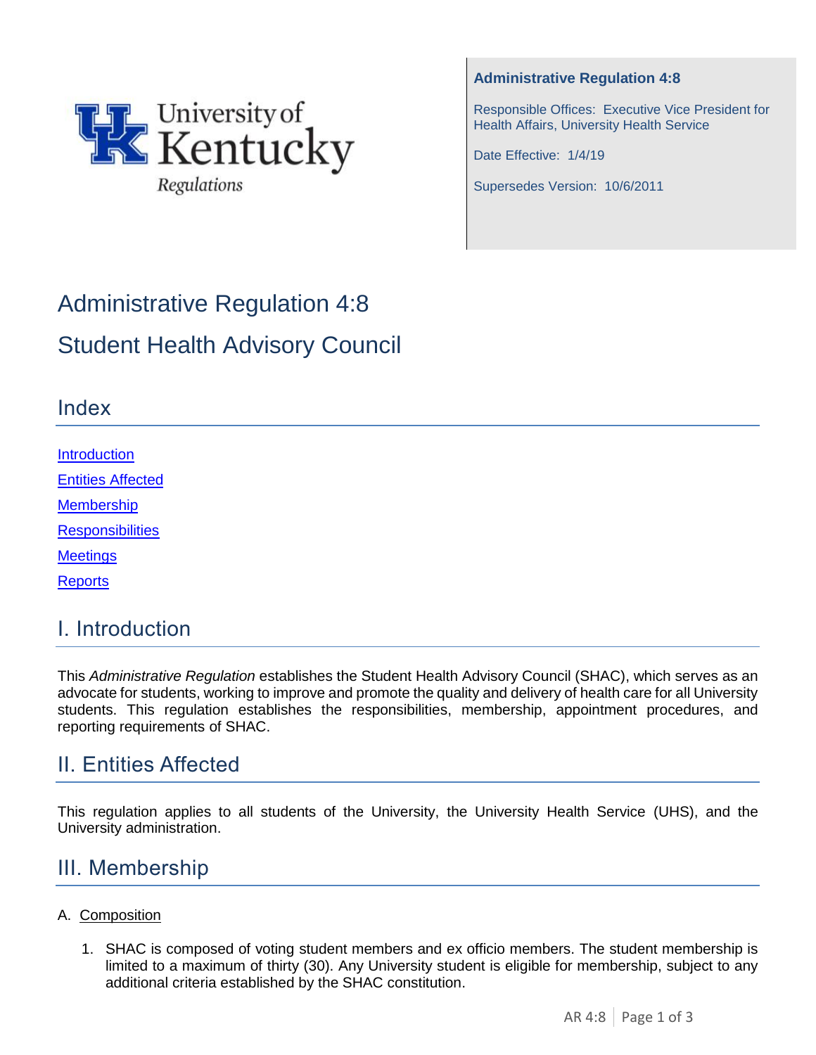University of Kentucky Regulations

**Administrative Regulation 4:8**

Responsible Offices: Executive Vice President for Health Affairs, University Health Service

Date Effective: 1/4/19

Supersedes Version: 10/6/2011

# Administrative Regulation 4:8

# Student Health Advisory Council

## Index

[Introduction](#)

[Entities Affected](#)

[Membership](#)

[Responsibilities](#)

[Meetings](#)

[Reports](#)

## I. Introduction

This *Administrative Regulation* establishes the Student Health Advisory Council (SHAC), which serves as an advocate for students, working to improve and promote the quality and delivery of health care for all University students. This regulation establishes the responsibilities, membership, appointment procedures, and reporting requirements of SHAC.

## II. Entities Affected

This regulation applies to all students of the University, the University Health Service (UHS), and the University administration.

## III. Membership

A. Composition

1. SHAC is composed of voting student members and ex officio members. The student membership is limited to a maximum of thirty (30). Any University student is eligible for membership, subject to any additional criteria established by the SHAC constitution.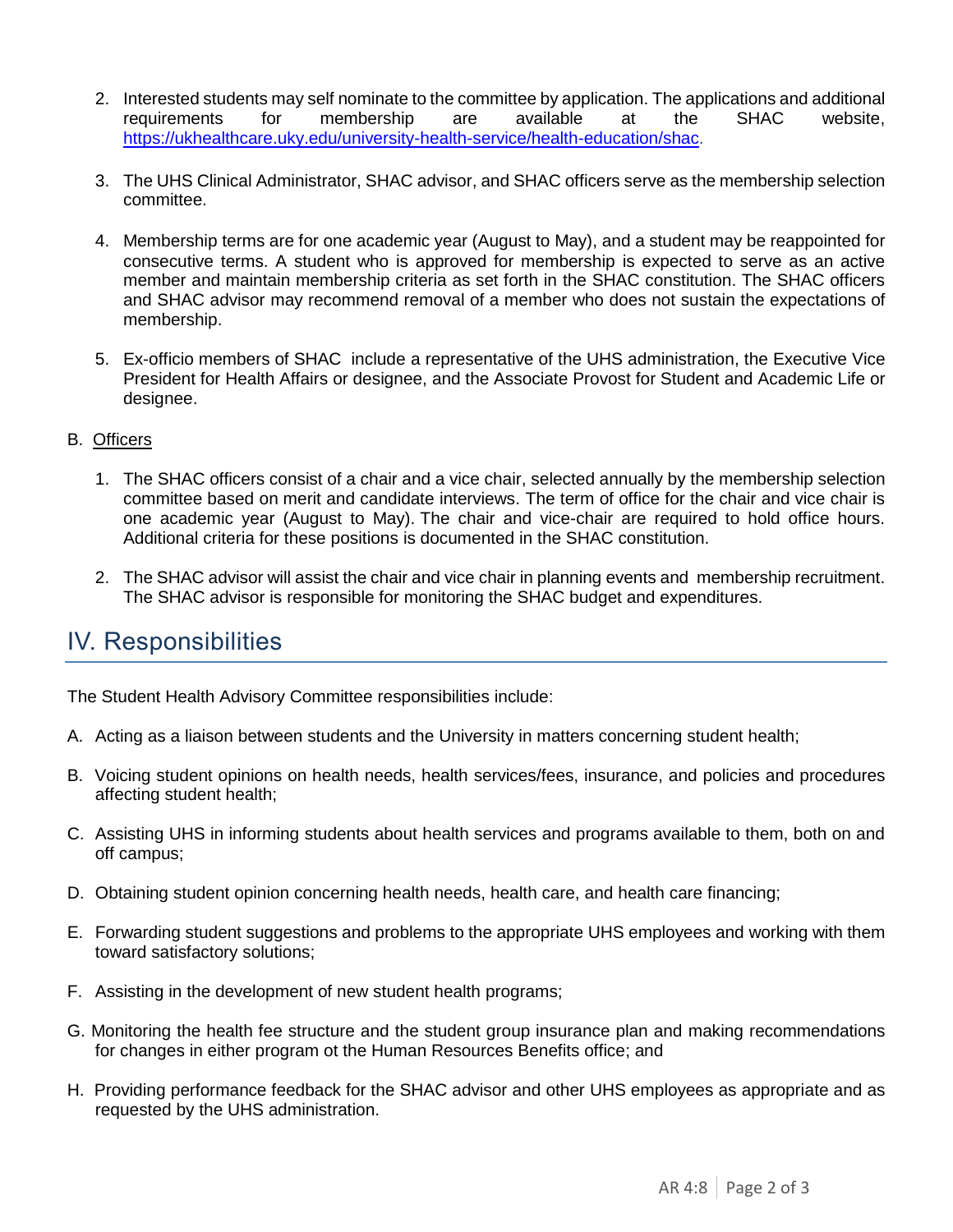2. Interested students may self nominate to the committee by application. The applications and additional requirements for membership are available at the SHAC website, https://ukhealthcare.uky.edu/university-health-service/health-education/shac.

3. The UHS Clinical Administrator, SHAC advisor, and SHAC officers serve as the membership selection committee.

4. Membership terms are for one academic year (August to May), and a student may be reappointed for consecutive terms. A student who is approved for membership is expected to serve as an active member and maintain membership criteria as set forth in the SHAC constitution. The SHAC officers and SHAC advisor may recommend removal of a member who does not sustain the expectations of membership.

5. Ex-officio members of SHAC include a representative of the UHS administration, the Executive Vice President for Health Affairs or designee, and the Associate Provost for Student and Academic Life or designee.

B. Officers

1. The SHAC officers consist of a chair and a vice chair, selected annually by the membership selection committee based on merit and candidate interviews. The term of office for the chair and vice chair is one academic year (August to May). The chair and vice-chair are required to hold office hours. Additional criteria for these positions is documented in the SHAC constitution.

2. The SHAC advisor will assist the chair and vice chair in planning events and membership recruitment. The SHAC advisor is responsible for monitoring the SHAC budget and expenditures.

## IV. Responsibilities

The Student Health Advisory Committee responsibilities include:

A. Acting as a liaison between students and the University in matters concerning student health;

B. Voicing student opinions on health needs, health services/fees, insurance, and policies and procedures affecting student health;

C. Assisting UHS in informing students about health services and programs available to them, both on and off campus;

D. Obtaining student opinion concerning health needs, health care, and health care financing;

E. Forwarding student suggestions and problems to the appropriate UHS employees and working with them toward satisfactory solutions;

F. Assisting in the development of new student health programs;

G. Monitoring the health fee structure and the student group insurance plan and making recommendations for changes in either program ot the Human Resources Benefits office; and

H. Providing performance feedback for the SHAC advisor and other UHS employees as appropriate and as requested by the UHS administration.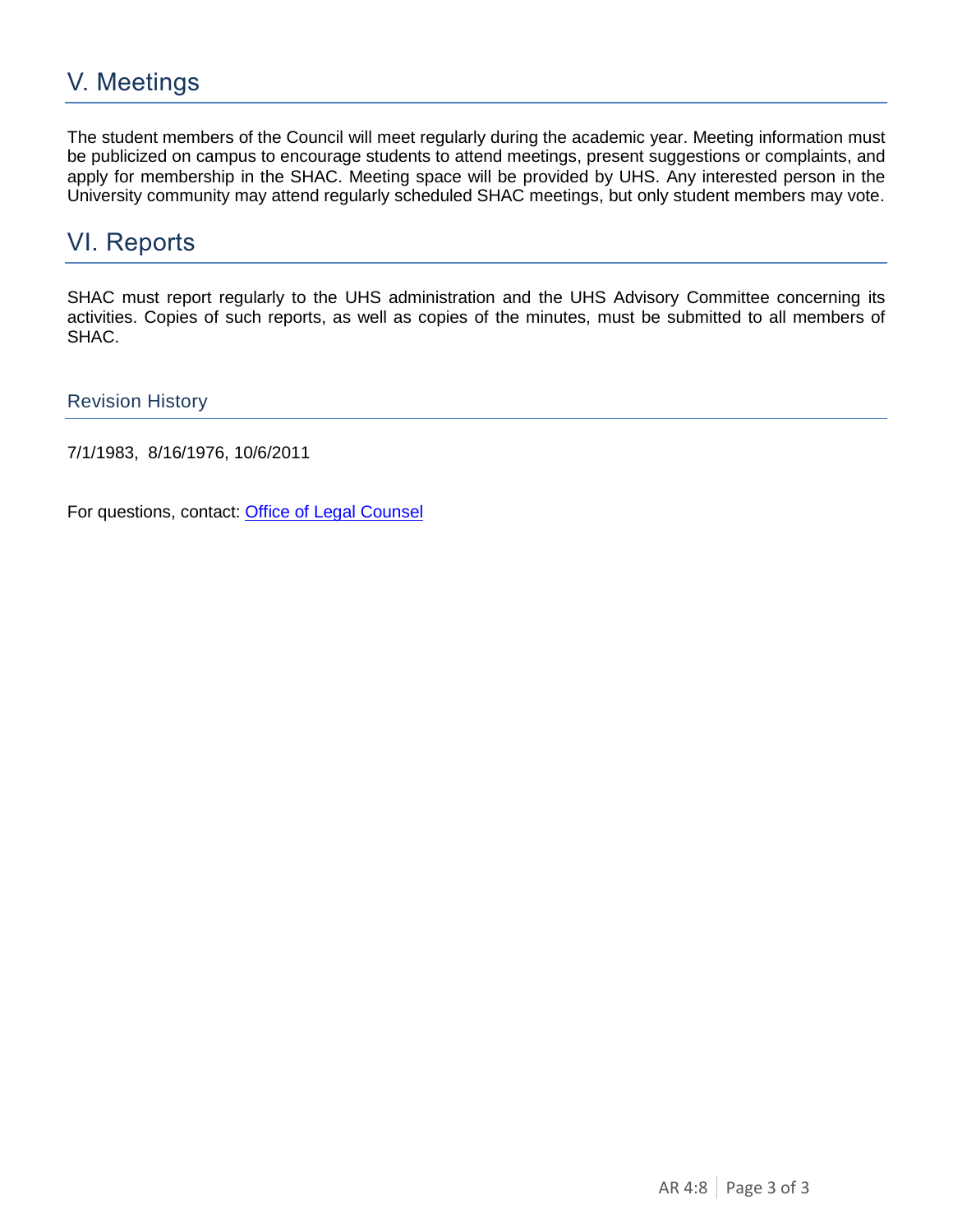## V. Meetings

The student members of the Council will meet regularly during the academic year. Meeting information must be publicized on campus to encourage students to attend meetings, present suggestions or complaints, and apply for membership in the SHAC. Meeting space will be provided by UHS. Any interested person in the University community may attend regularly scheduled SHAC meetings, but only student members may vote.

## VI. Reports

SHAC must report regularly to the UHS administration and the UHS Advisory Committee concerning its activities. Copies of such reports, as well as copies of the minutes, must be submitted to all members of SHAC.

### Revision History

7/1/1983, 8/16/1976, 10/6/2011

For questions, contact: [Office of Legal Counsel]